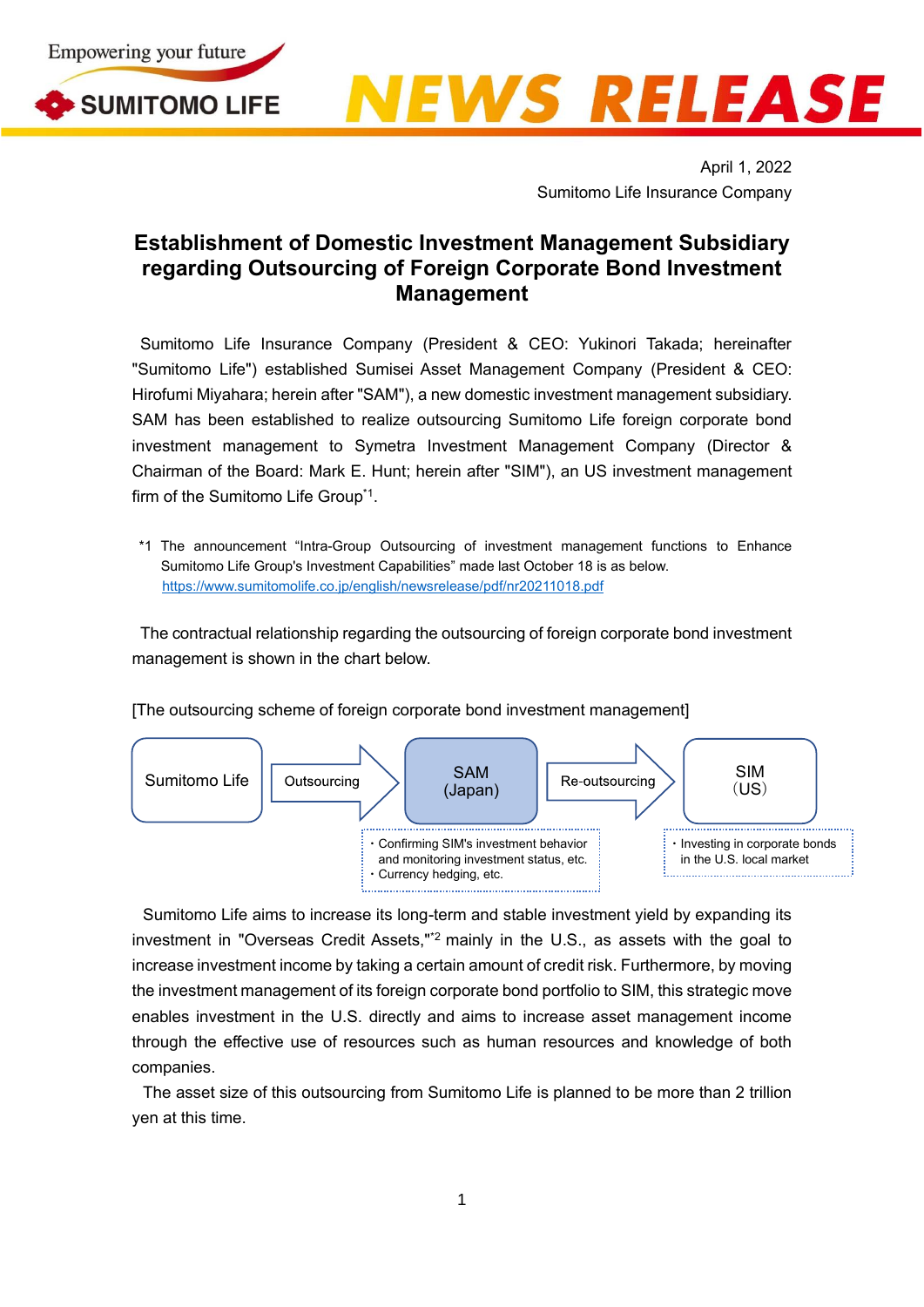April 1, 2022
Sumitomo Life Insurance Company

# Establishment of Domestic Investment Management Subsidiary regarding Outsourcing of Foreign Corporate Bond Investment Management

Sumitomo Life Insurance Company (President & CEO: Yukinori Takada; hereinafter "Sumitomo Life") established Sumisei Asset Management Company (President & CEO: Hirofumi Miyahara; herein after "SAM"), a new domestic investment management subsidiary. SAM has been established to realize outsourcing Sumitomo Life foreign corporate bond investment management to Symetra Investment Management Company (Director & Chairman of the Board: Mark E. Hunt; herein after "SIM"), an US investment management firm of the Sumitomo Life Group[*1].

*1 The announcement "Intra-Group Outsourcing of investment management functions to Enhance Sumitomo Life Group's Investment Capabilities" made last October 18 is as below.
https://www.sumitomolife.co.jp/english/newsrelease/pdf/nr20211018.pdf

The contractual relationship regarding the outsourcing of foreign corporate bond investment management is shown in the chart below.

[The outsourcing scheme of foreign corporate bond investment management]

Sumitomo Life → (Outsourcing) → SAM (Japan) → (Re-outsourcing) → SIM (US)

SAM (Japan):
- Confirming SIM's investment behavior and monitoring investment status, etc.
- Currency hedging, etc.

SIM (US):
- Investing in corporate bonds in the U.S. local market

Sumitomo Life aims to increase its long-term and stable investment yield by expanding its investment in "Overseas Credit Assets,"[*2] mainly in the U.S., as assets with the goal to increase investment income by taking a certain amount of credit risk. Furthermore, by moving the investment management of its foreign corporate bond portfolio to SIM, this strategic move enables investment in the U.S. directly and aims to increase asset management income through the effective use of resources such as human resources and knowledge of both companies.

The asset size of this outsourcing from Sumitomo Life is planned to be more than 2 trillion yen at this time.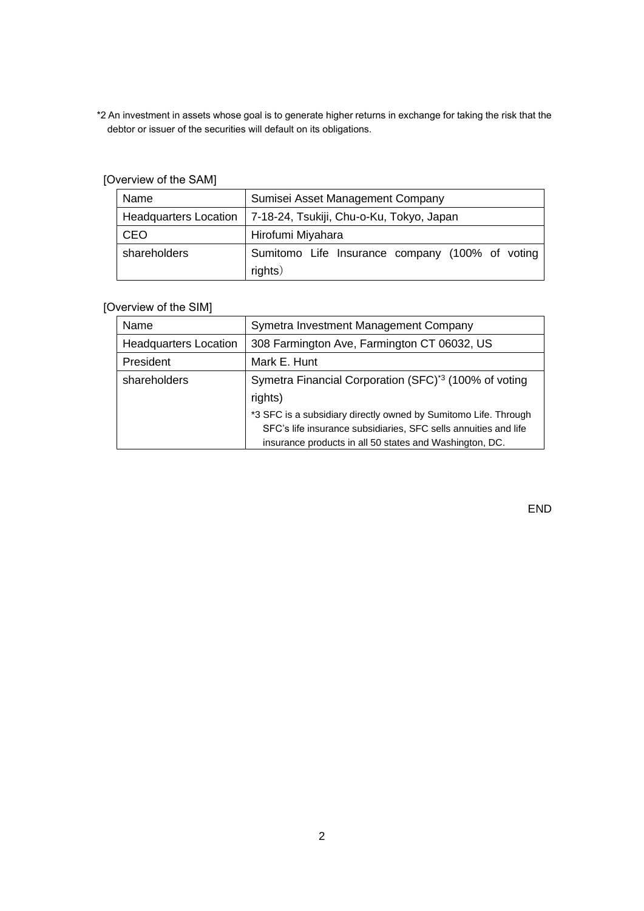*2 An investment in assets whose goal is to generate higher returns in exchange for taking the risk that the debtor or issuer of the securities will default on its obligations.

[Overview of the SAM]

| | |
|---|---|
| Name | Sumisei Asset Management Company |
| Headquarters Location | 7-18-24, Tsukiji, Chu-o-Ku, Tokyo, Japan |
| CEO | Hirofumi Miyahara |
| shareholders | Sumitomo Life Insurance company (100% of voting rights） |

[Overview of the SIM]

| | |
|---|---|
| Name | Symetra Investment Management Company |
| Headquarters Location | 308 Farmington Ave, Farmington CT 06032, US |
| President | Mark E. Hunt |
| shareholders | Symetra Financial Corporation (SFC)*3 (100% of voting rights)<br>*3 SFC is a subsidiary directly owned by Sumitomo Life. Through SFC's life insurance subsidiaries, SFC sells annuities and life insurance products in all 50 states and Washington, DC. |

END